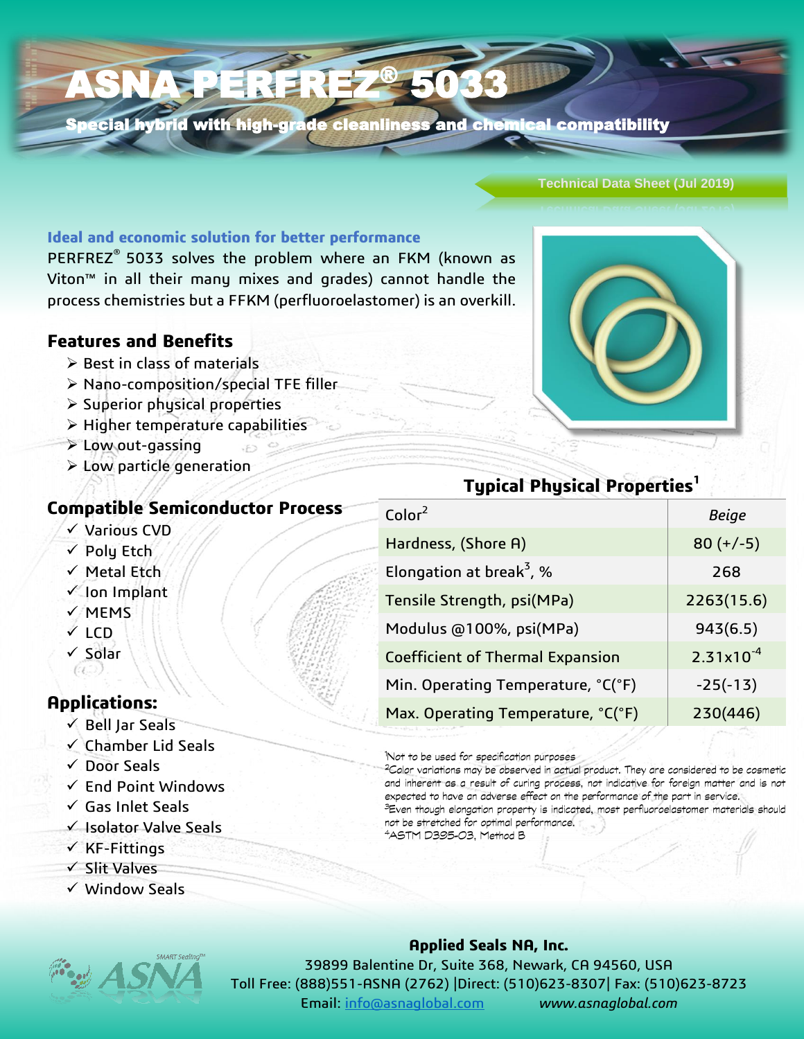# ASNA PERFREZ® 5033

**Special hybrid with high-grade cleanliness and chemical compatibility**

Technical Data Sheet (Jul 2019)

### Ideal and economic solution for better performance

PERFREZ® 5033 solves the problem where an FKM (known as Viton™ in all their many mixes and grades) cannot handle the process chemistries but a FFKM (perfluoroelastomer) is an overkill.

## Features and Benefits

- Best in class of materials
- Nano-composition/special TFE filler
- Superior physical properties
- Higher temperature capabilities
- Low out-gassing
- Low particle generation

## Compatible Semiconductor Process

- ✓ Various CVD
- ✓ Poly Etch
- ✓ Metal Etch
- ✓ Ion Implant
- ✓ MEMS
- ✓ LCD
- ✓ Solar

## Applications:

- ✓ Bell Jar Seals
- ✓ Chamber Lid Seals
- ✓ Door Seals
- ✓ End Point Windows
- ✓ Gas Inlet Seals
- ✓ Isolator Valve Seals
- ✓ KF-Fittings
- ✓ Slit Valves
- ✓ Window Seals

## Typical Physical Properties[1]

| Property | Value |
|---|---|
| Color[2] | *Beige* |
| Hardness, (Shore A) | 80 (+/-5) |
| Elongation at break[3], % | 268 |
| Tensile Strength, psi(MPa) | 2263(15.6) |
| Modulus @100%, psi(MPa) | 943(6.5) |
| Coefficient of Thermal Expansion | $2.31 \times 10^{-4}$ |
| Min. Operating Temperature, °C(°F) | -25(-13) |
| Max. Operating Temperature, °C(°F) | 230(446) |

[1]Not to be used for specification purposes
[2]Color variations may be observed in actual product. They are considered to be cosmetic and inherent as a result of curing process, not indicative for foreign matter and is not expected to have an adverse effect on the performance of the part in service.
[3]Even though elongation property is indicated, most perfluoroelastomer materials should not be stretched for optimal performance.
[4]ASTM D395-03, Method B

**Applied Seals NA, Inc.**
39899 Balentine Dr, Suite 368, Newark, CA 94560, USA
Toll Free: (888)551-ASNA (2762) |Direct: (510)623-8307| Fax: (510)623-8723
Email: info@asnaglobal.com *www.asnaglobal.com*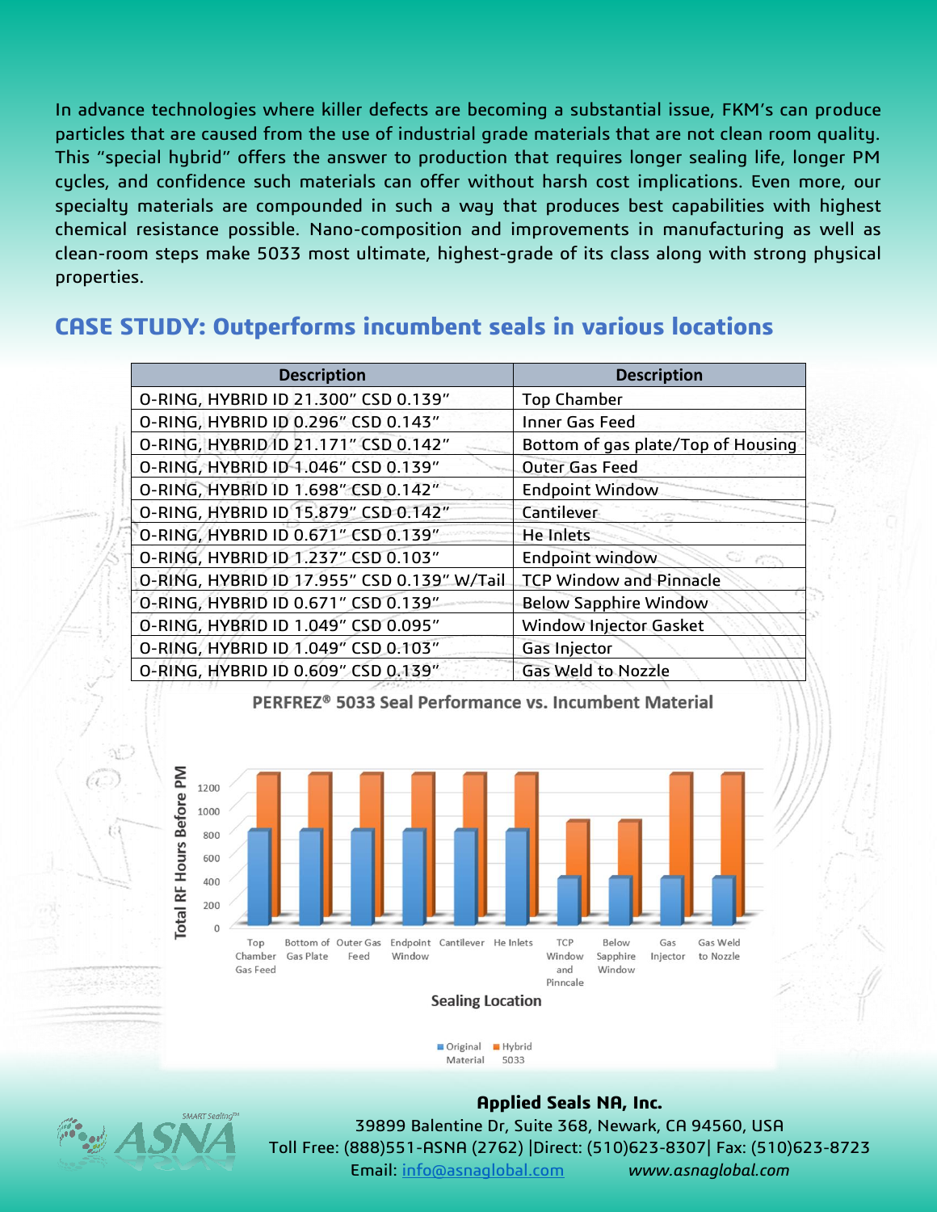In advance technologies where killer defects are becoming a substantial issue, FKM's can produce particles that are caused from the use of industrial grade materials that are not clean room quality. This "special hybrid" offers the answer to production that requires longer sealing life, longer PM cycles, and confidence such materials can offer without harsh cost implications. Even more, our specialty materials are compounded in such a way that produces best capabilities with highest chemical resistance possible. Nano-composition and improvements in manufacturing as well as clean-room steps make 5033 most ultimate, highest-grade of its class along with strong physical properties.

## CASE STUDY: Outperforms incumbent seals in various locations

| Description | Description |
|---|---|
| O-RING, HYBRID ID 21.300" CSD 0.139" | Top Chamber |
| O-RING, HYBRID ID 0.296" CSD 0.143" | Inner Gas Feed |
| O-RING, HYBRID ID 21.171" CSD 0.142" | Bottom of gas plate/Top of Housing |
| O-RING, HYBRID ID 1.046" CSD 0.139" | Outer Gas Feed |
| O-RING, HYBRID ID 1.698" CSD 0.142" | Endpoint Window |
| O-RING, HYBRID ID 15.879" CSD 0.142" | Cantilever |
| O-RING, HYBRID ID 0.671" CSD 0.139" | He Inlets |
| O-RING, HYBRID ID 1.237" CSD 0.103" | Endpoint window |
| O-RING, HYBRID ID 17.955" CSD 0.139" W/Tail | TCP Window and Pinnacle |
| O-RING, HYBRID ID 0.671" CSD 0.139" | Below Sapphire Window |
| O-RING, HYBRID ID 1.049" CSD 0.095" | Window Injector Gasket |
| O-RING, HYBRID ID 1.049" CSD 0.103" | Gas Injector |
| O-RING, HYBRID ID 0.609" CSD 0.139" | Gas Weld to Nozzle |

PERFREZ® 5033 Seal Performance vs. Incumbent Material

Total RF Hours Before PM

1200
1000
800
600
400
200
0

Top Chamber Gas Feed
Bottom of Gas Plate
Outer Gas Feed
Endpoint Window
Cantilever
He Inlets
TCP Window and Pinncale
Below Sapphire Window
Gas Injector
Gas Weld to Nozzle

Sealing Location

Original Material
Hybrid 5033

**Applied Seals NA, Inc.**
39899 Balentine Dr, Suite 368, Newark, CA 94560, USA
Toll Free: (888)551-ASNA (2762) |Direct: (510)623-8307| Fax: (510)623-8723
Email: info@asnaglobal.com www.asnaglobal.com